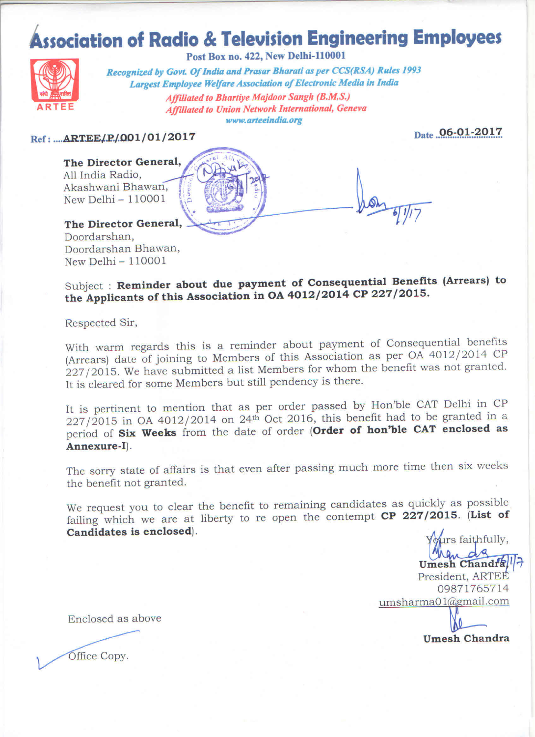# Association of Radio & Television Engineering Employees

**Post Box no. 422, New Delhi-110001**

*Recognized by Govt. Of India and Prasar Bharati as per CCS(RSA) Rules 1993*
*Largest Employee Welfare Association of Electronic Media in India*
*Affiliated to Bhartiye Majdoor Sangh (B.M.S.)*
*Affiliated to Union Network International, Geneva*
*www.arteeindia.org*

ARTEE

Ref : ....**ARTEE/P/001/01/2017** Date **06-01-2017**

**The Director General,**
All India Radio,
Akashwani Bhawan,
New Delhi – 110001

**The Director General,**
Doordarshan,
Doordarshan Bhawan,
New Delhi – 110001

Subject : **Reminder about due payment of Consequential Benefits (Arrears) to the Applicants of this Association in OA 4012/2014 CP 227/2015.**

Respected Sir,

With warm regards this is a reminder about payment of Consequential benefits (Arrears) date of joining to Members of this Association as per OA 4012/2014 CP 227/2015. We have submitted a list Members for whom the benefit was not granted. It is cleared for some Members but still pendency is there.

It is pertinent to mention that as per order passed by Hon'ble CAT Delhi in CP 227/2015 in OA 4012/2014 on 24th Oct 2016, this benefit had to be granted in a period of **Six Weeks** from the date of order (**Order of hon'ble CAT enclosed as Annexure-I**).

The sorry state of affairs is that even after passing much more time then six weeks the benefit not granted.

We request you to clear the benefit to remaining candidates as quickly as possible failing which we are at liberty to re open the contempt **CP 227/2015**. (**List of Candidates is enclosed**).

Yours faithfully,

**Umesh Chandra**
President, ARTEE
09871765714
umsharma01@gmail.com

Enclosed as above

**Umesh Chandra**

Office Copy.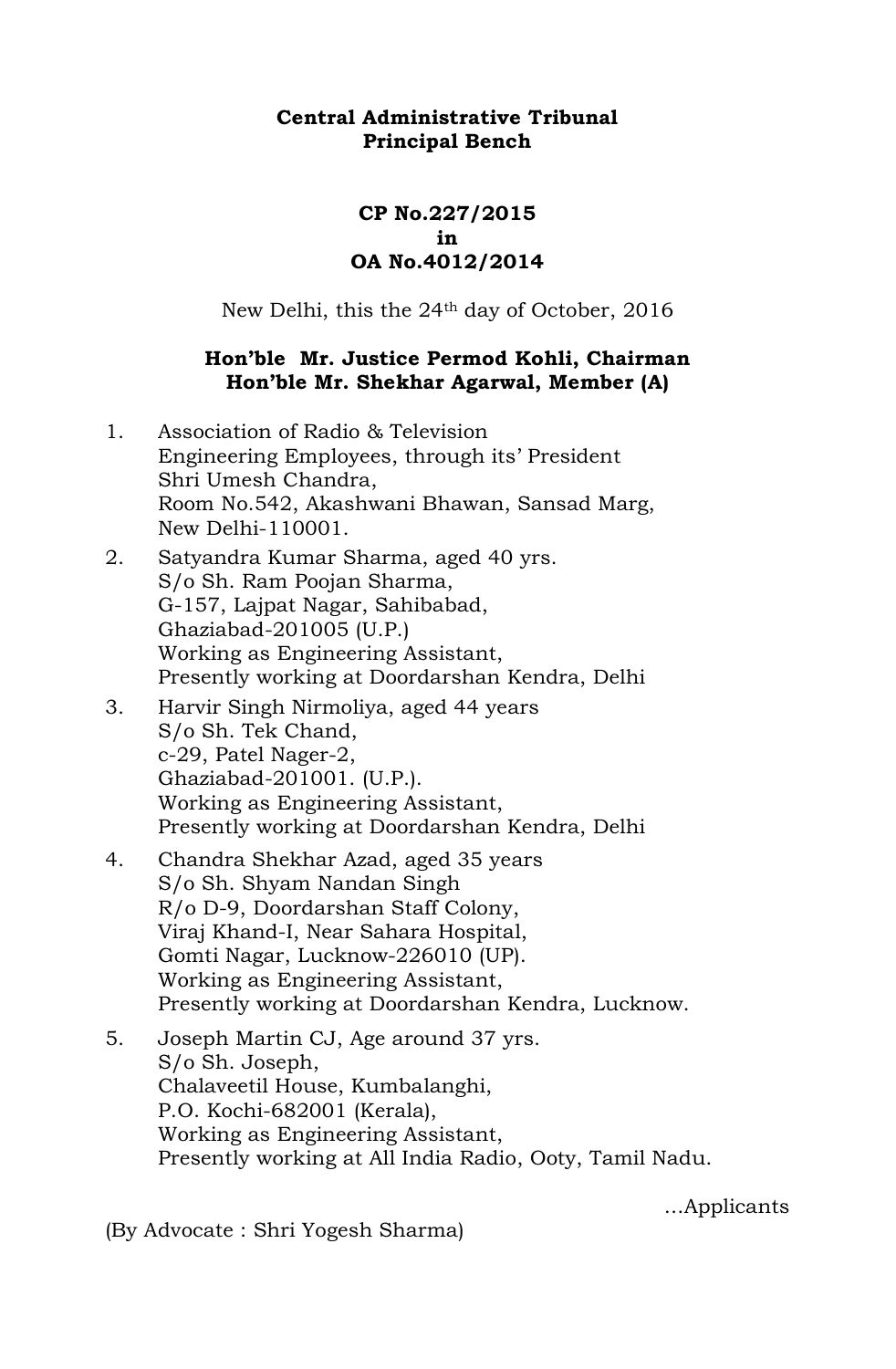**Central Administrative Tribunal**
**Principal Bench**

**CP No.227/2015**
**in**
**OA No.4012/2014**

New Delhi, this the 24th day of October, 2016

**Hon'ble Mr. Justice Permod Kohli, Chairman**
**Hon'ble Mr. Shekhar Agarwal, Member (A)**

1. Association of Radio & Television Engineering Employees, through its' President Shri Umesh Chandra, Room No.542, Akashwani Bhawan, Sansad Marg, New Delhi-110001.
2. Satyandra Kumar Sharma, aged 40 yrs. S/o Sh. Ram Poojan Sharma, G-157, Lajpat Nagar, Sahibabad, Ghaziabad-201005 (U.P.) Working as Engineering Assistant, Presently working at Doordarshan Kendra, Delhi
3. Harvir Singh Nirmoliya, aged 44 years S/o Sh. Tek Chand, c-29, Patel Nager-2, Ghaziabad-201001. (U.P.). Working as Engineering Assistant, Presently working at Doordarshan Kendra, Delhi
4. Chandra Shekhar Azad, aged 35 years S/o Sh. Shyam Nandan Singh R/o D-9, Doordarshan Staff Colony, Viraj Khand-I, Near Sahara Hospital, Gomti Nagar, Lucknow-226010 (UP). Working as Engineering Assistant, Presently working at Doordarshan Kendra, Lucknow.
5. Joseph Martin CJ, Age around 37 yrs. S/o Sh. Joseph, Chalaveetil House, Kumbalanghi, P.O. Kochi-682001 (Kerala), Working as Engineering Assistant, Presently working at All India Radio, Ooty, Tamil Nadu.

...Applicants

(By Advocate : Shri Yogesh Sharma)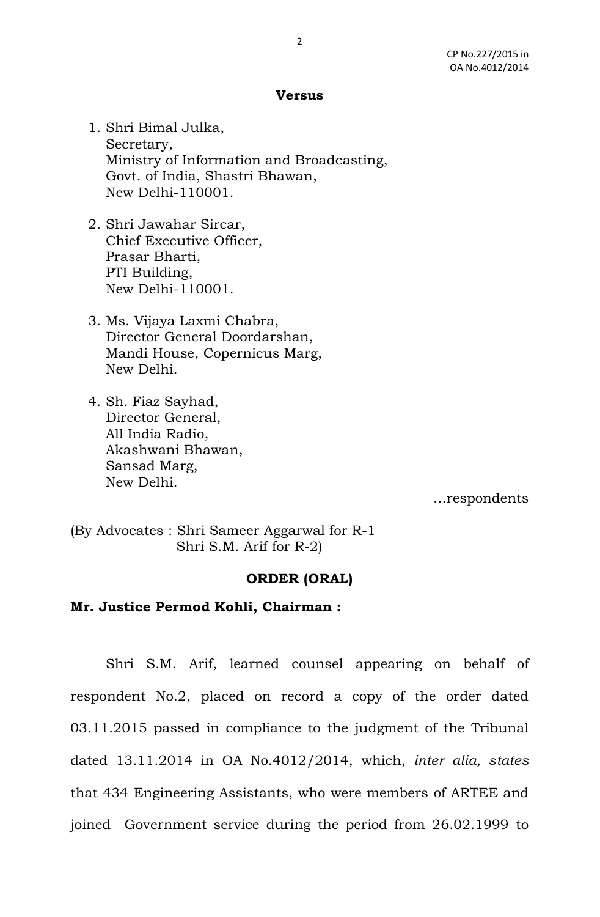**Versus**

1. Shri Bimal Julka,
   Secretary,
   Ministry of Information and Broadcasting,
   Govt. of India, Shastri Bhawan,
   New Delhi-110001.

2. Shri Jawahar Sircar,
   Chief Executive Officer,
   Prasar Bharti,
   PTI Building,
   New Delhi-110001.

3. Ms. Vijaya Laxmi Chabra,
   Director General Doordarshan,
   Mandi House, Copernicus Marg,
   New Delhi.

4. Sh. Fiaz Sayhad,
   Director General,
   All India Radio,
   Akashwani Bhawan,
   Sansad Marg,
   New Delhi.

...respondents

(By Advocates : Shri Sameer Aggarwal for R-1
Shri S.M. Arif for R-2)

**ORDER (ORAL)**

**Mr. Justice Permod Kohli, Chairman :**

Shri S.M. Arif, learned counsel appearing on behalf of respondent No.2, placed on record a copy of the order dated 03.11.2015 passed in compliance to the judgment of the Tribunal dated 13.11.2014 in OA No.4012/2014, which, *inter alia, states* that 434 Engineering Assistants, who were members of ARTEE and joined Government service during the period from 26.02.1999 to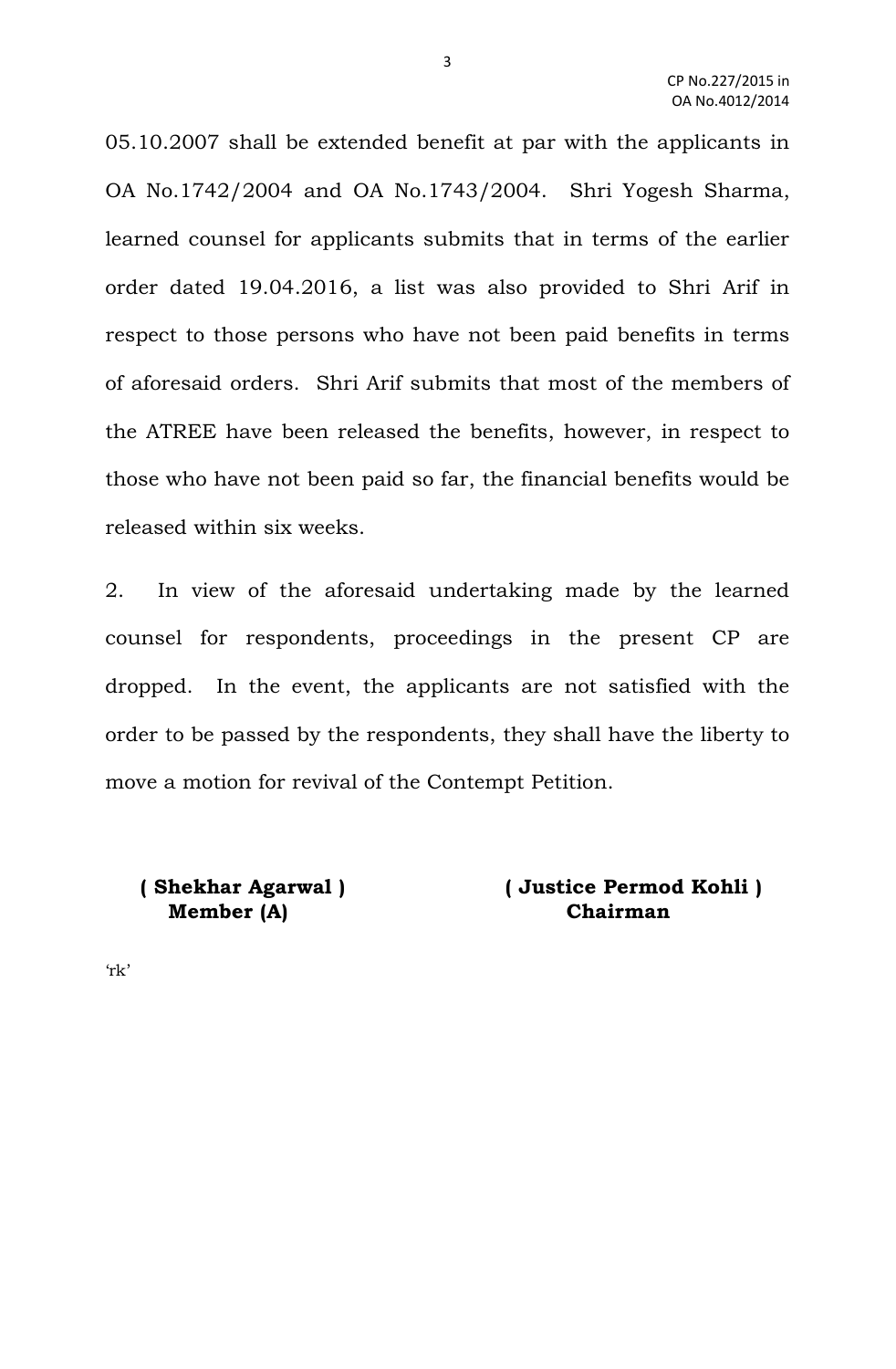05.10.2007 shall be extended benefit at par with the applicants in OA No.1742/2004 and OA No.1743/2004. Shri Yogesh Sharma, learned counsel for applicants submits that in terms of the earlier order dated 19.04.2016, a list was also provided to Shri Arif in respect to those persons who have not been paid benefits in terms of aforesaid orders. Shri Arif submits that most of the members of the ATREE have been released the benefits, however, in respect to those who have not been paid so far, the financial benefits would be released within six weeks.

2. In view of the aforesaid undertaking made by the learned counsel for respondents, proceedings in the present CP are dropped. In the event, the applicants are not satisfied with the order to be passed by the respondents, they shall have the liberty to move a motion for revival of the Contempt Petition.

**( Shekhar Agarwal )**
**Member (A)**

**( Justice Permod Kohli )**
**Chairman**

'rk'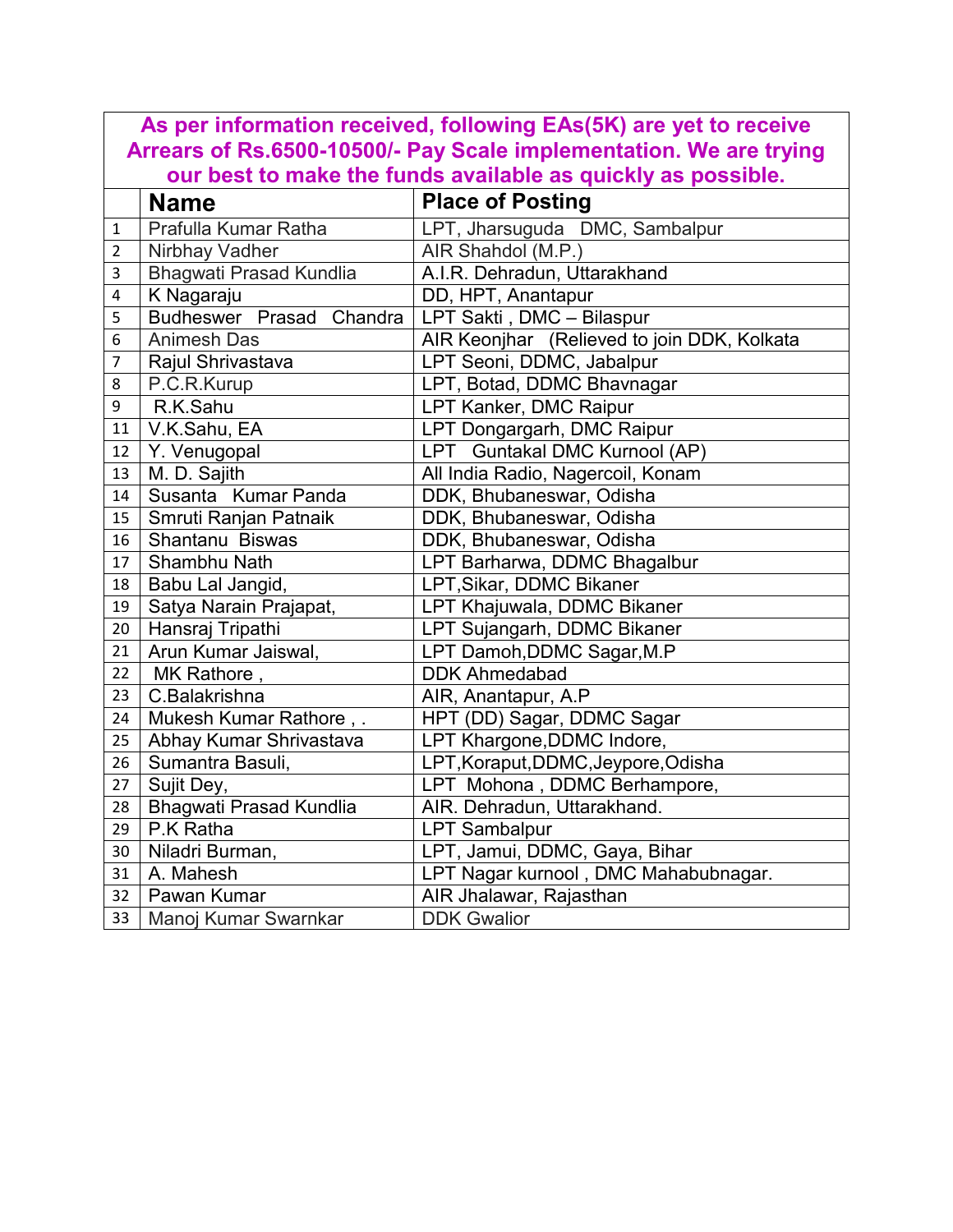**As per information received, following EAs(5K) are yet to receive Arrears of Rs.6500-10500/- Pay Scale implementation. We are trying our best to make the funds available as quickly as possible.**

| | Name | Place of Posting |
|---|---|---|
| 1 | Prafulla Kumar Ratha | LPT, Jharsuguda DMC, Sambalpur |
| 2 | Nirbhay Vadher | AIR Shahdol (M.P.) |
| 3 | Bhagwati Prasad Kundlia | A.I.R. Dehradun, Uttarakhand |
| 4 | K Nagaraju | DD, HPT, Anantapur |
| 5 | Budheswer Prasad Chandra | LPT Sakti , DMC – Bilaspur |
| 6 | Animesh Das | AIR Keonjhar (Relieved to join DDK, Kolkata |
| 7 | Rajul Shrivastava | LPT Seoni, DDMC, Jabalpur |
| 8 | P.C.R.Kurup | LPT, Botad, DDMC Bhavnagar |
| 9 | R.K.Sahu | LPT Kanker, DMC Raipur |
| 11 | V.K.Sahu, EA | LPT Dongargarh, DMC Raipur |
| 12 | Y. Venugopal | LPT Guntakal DMC Kurnool (AP) |
| 13 | M. D. Sajith | All India Radio, Nagercoil, Konam |
| 14 | Susanta Kumar Panda | DDK, Bhubaneswar, Odisha |
| 15 | Smruti Ranjan Patnaik | DDK, Bhubaneswar, Odisha |
| 16 | Shantanu Biswas | DDK, Bhubaneswar, Odisha |
| 17 | Shambhu Nath | LPT Barharwa, DDMC Bhagalbur |
| 18 | Babu Lal Jangid, | LPT,Sikar, DDMC Bikaner |
| 19 | Satya Narain Prajapat, | LPT Khajuwala, DDMC Bikaner |
| 20 | Hansraj Tripathi | LPT Sujangarh, DDMC Bikaner |
| 21 | Arun Kumar Jaiswal, | LPT Damoh,DDMC Sagar,M.P |
| 22 | MK Rathore , | DDK Ahmedabad |
| 23 | C.Balakrishna | AIR, Anantapur, A.P |
| 24 | Mukesh Kumar Rathore , . | HPT (DD) Sagar, DDMC Sagar |
| 25 | Abhay Kumar Shrivastava | LPT Khargone,DDMC Indore, |
| 26 | Sumantra Basuli, | LPT,Koraput,DDMC,Jeypore,Odisha |
| 27 | Sujit Dey, | LPT Mohona , DDMC Berhampore, |
| 28 | Bhagwati Prasad Kundlia | AIR. Dehradun, Uttarakhand. |
| 29 | P.K Ratha | LPT Sambalpur |
| 30 | Niladri Burman, | LPT, Jamui, DDMC, Gaya, Bihar |
| 31 | A. Mahesh | LPT Nagar kurnool , DMC Mahabubnagar. |
| 32 | Pawan Kumar | AIR Jhalawar, Rajasthan |
| 33 | Manoj Kumar Swarnkar | DDK Gwalior |